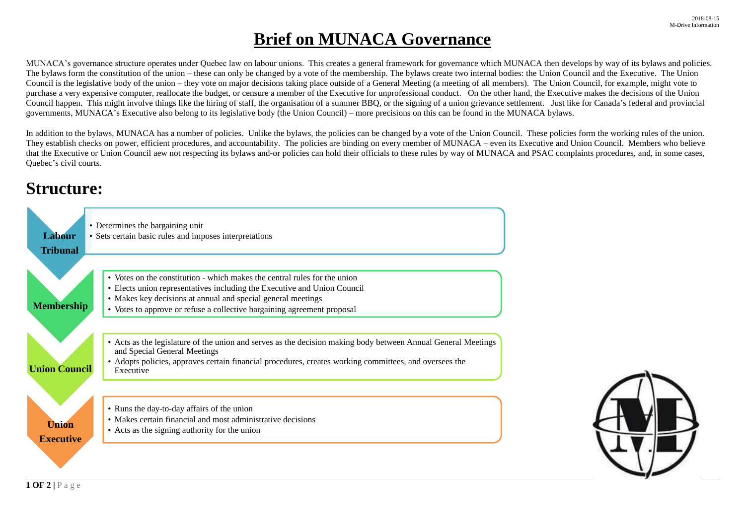# Brief on MUNACA Governance

MUNACA's governance structure operates under Quebec law on labour unions. This creates a general framework for governance which MUNACA then develops by way of its bylaws and policies. The bylaws form the constitution of the union – these can only be changed by a vote of the membership. The bylaws create two internal bodies: the Union Council and the Executive. The Union Council is the legislative body of the union – they vote on major decisions taking place outside of a General Meeting (a meeting of all members). The Union Council, for example, might vote to purchase a very expensive computer, reallocate the budget, or censure a member of the Executive for unprofessional conduct. On the other hand, the Executive makes the decisions of the Union Council happen. This might involve things like the hiring of staff, the organisation of a summer BBQ, or the signing of a union grievance settlement. Just like for Canada's federal and provincial governments, MUNACA's Executive also belong to its legislative body (the Union Council) – more precisions on this can be found in the MUNACA bylaws.

In addition to the bylaws, MUNACA has a number of policies. Unlike the bylaws, the policies can be changed by a vote of the Union Council. These policies form the working rules of the union. They establish checks on power, efficient procedures, and accountability. The policies are binding on every member of MUNACA – even its Executive and Union Council. Members who believe that the Executive or Union Council aew not respecting its bylaws and-or policies can hold their officials to these rules by way of MUNACA and PSAC complaints procedures, and, in some cases, Quebec's civil courts.

## Structure:

**Labour Tribunal**

- Determines the bargaining unit
- Sets certain basic rules and imposes interpretations

**Membership**

- Votes on the constitution - which makes the central rules for the union
- Elects union representatives including the Executive and Union Council
- Makes key decisions at annual and special general meetings
- Votes to approve or refuse a collective bargaining agreement proposal

**Union Council**

- Acts as the legislature of the union and serves as the decision making body between Annual General Meetings and Special General Meetings
- Adopts policies, approves certain financial procedures, creates working committees, and oversees the Executive

**Union Executive**

- Runs the day-to-day affairs of the union
- Makes certain financial and most administrative decisions
- Acts as the signing authority for the union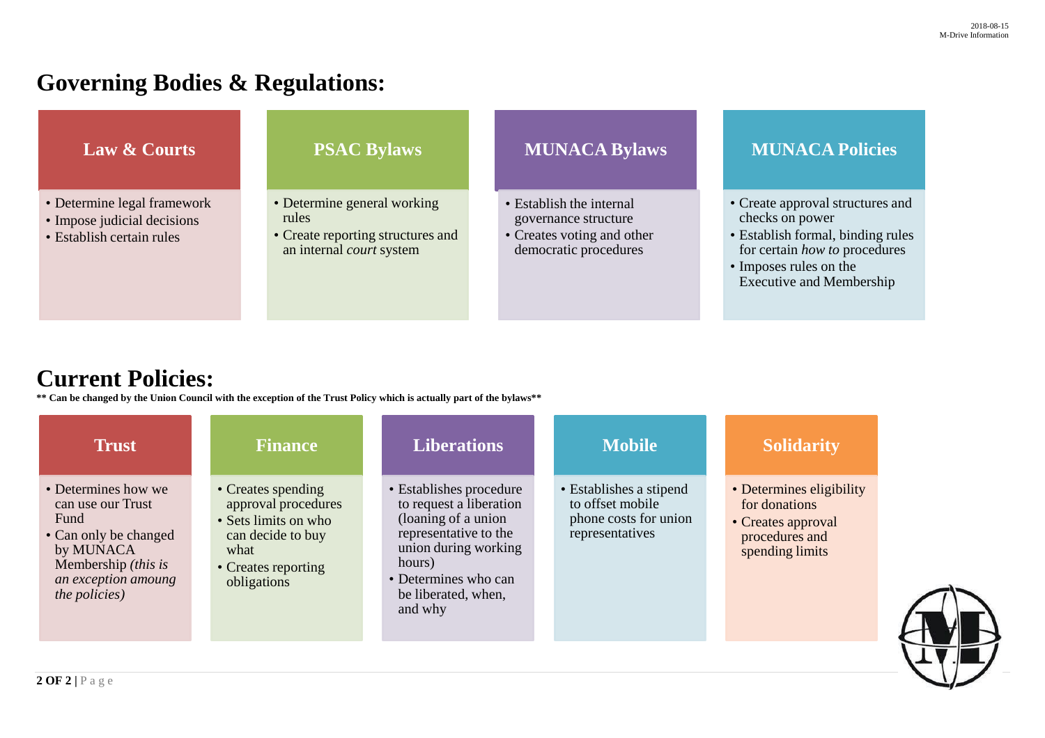# Governing Bodies & Regulations:

### Law & Courts

- Determine legal framework
- Impose judicial decisions
- Establish certain rules

### PSAC Bylaws

- Determine general working rules
- Create reporting structures and an internal *court* system

### MUNACA Bylaws

- Establish the internal governance structure
- Creates voting and other democratic procedures

### MUNACA Policies

- Create approval structures and checks on power
- Establish formal, binding rules for certain *how to* procedures
- Imposes rules on the Executive and Membership

# Current Policies:

**** Can be changed by the Union Council with the exception of the Trust Policy which is actually part of the bylaws****

### Trust

- Determines how we can use our Trust Fund
- Can only be changed by MUNACA Membership *(this is an exception amoung the policies)*

### Finance

- Creates spending approval procedures
- Sets limits on who can decide to buy what
- Creates reporting obligations

### Liberations

- Establishes procedure to request a liberation (loaning of a union representative to the union during working hours)
- Determines who can be liberated, when, and why

### Mobile

- Establishes a stipend to offset mobile phone costs for union representatives

### Solidarity

- Determines eligibility for donations
- Creates approval procedures and spending limits